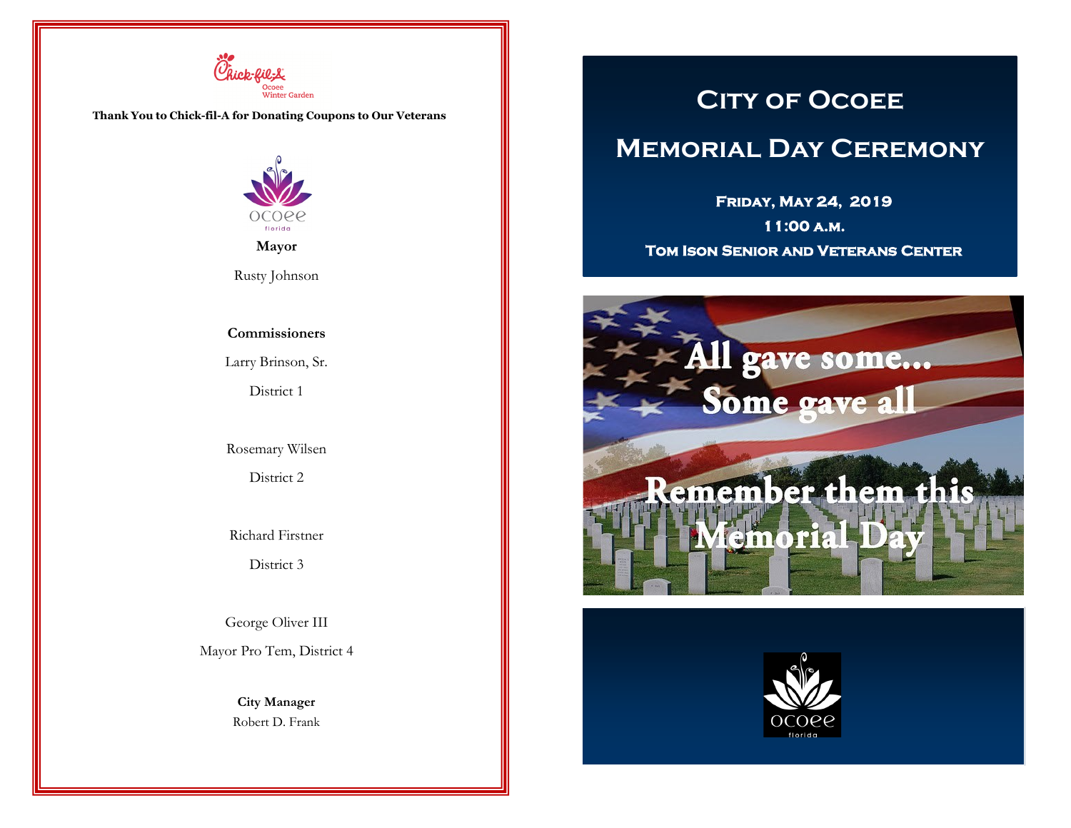Chick-fil-A
Ocoee
Winter Garden

**Thank You to Chick-fil-A for Donating Coupons to Our Veterans**

ocoee
florida

**Mayor**

Rusty Johnson

**Commissioners**

Larry Brinson, Sr.

District 1

Rosemary Wilsen

District 2

Richard Firstner

District 3

George Oliver III

Mayor Pro Tem, District 4

**City Manager**

Robert D. Frank

# City of Ocoee

# Memorial Day Ceremony

**Friday, May 24, 2019**

**11:00 a.m.**

**Tom Ison Senior and Veterans Center**

All gave some...
Some gave all

Remember them this Memorial Day

ocoee
florida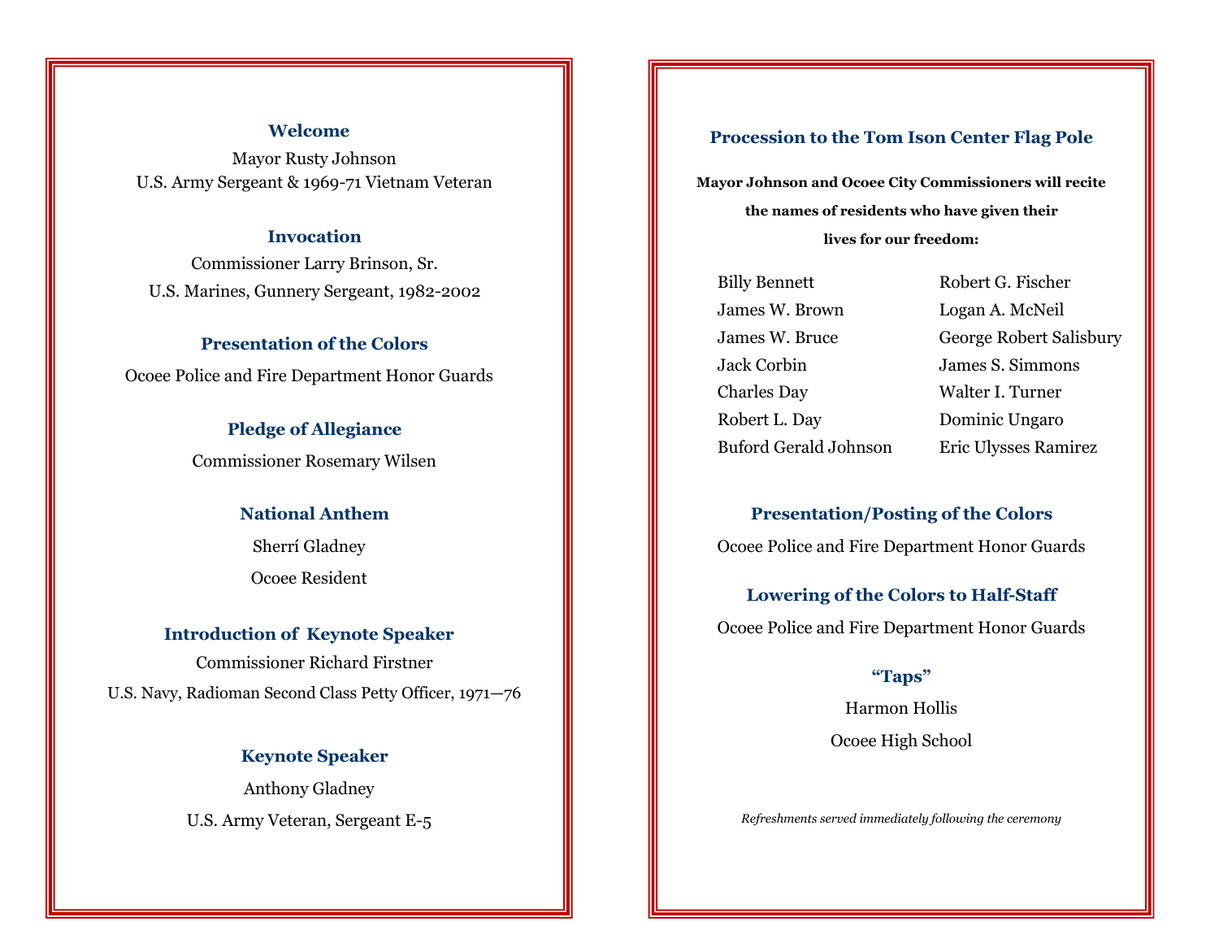### Welcome

Mayor Rusty Johnson
U.S. Army Sergeant & 1969-71 Vietnam Veteran

### Invocation

Commissioner Larry Brinson, Sr.
U.S. Marines, Gunnery Sergeant, 1982-2002

### Presentation of the Colors

Ocoee Police and Fire Department Honor Guards

### Pledge of Allegiance

Commissioner Rosemary Wilsen

### National Anthem

Sherrí Gladney

Ocoee Resident

### Introduction of Keynote Speaker

Commissioner Richard Firstner

U.S. Navy, Radioman Second Class Petty Officer, 1971—76

### Keynote Speaker

Anthony Gladney

U.S. Army Veteran, Sergeant E-5

### Procession to the Tom Ison Center Flag Pole

**Mayor Johnson and Ocoee City Commissioners will recite the names of residents who have given their lives for our freedom:**

Billy Bennett
James W. Brown
James W. Bruce
Jack Corbin
Charles Day
Robert L. Day
Buford Gerald Johnson
Robert G. Fischer
Logan A. McNeil
George Robert Salisbury
James S. Simmons
Walter I. Turner
Dominic Ungaro
Eric Ulysses Ramirez

### Presentation/Posting of the Colors

Ocoee Police and Fire Department Honor Guards

### Lowering of the Colors to Half-Staff

Ocoee Police and Fire Department Honor Guards

### "Taps"

Harmon Hollis

Ocoee High School

*Refreshments served immediately following the ceremony*